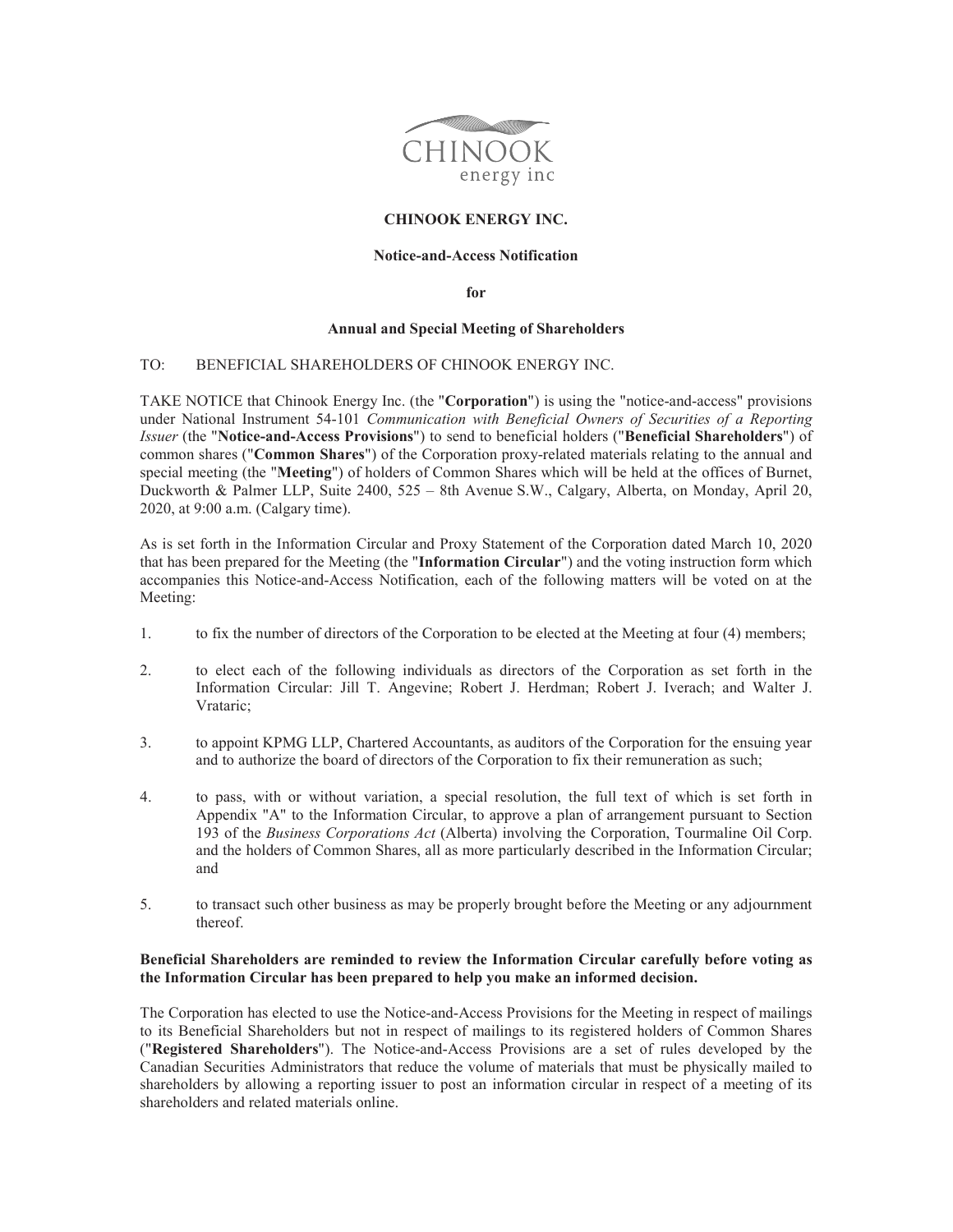# CHINOOK ENERGY INC.

## Notice-and-Access Notification

**for**

## Annual and Special Meeting of Shareholders

TO: BENEFICIAL SHAREHOLDERS OF CHINOOK ENERGY INC.

TAKE NOTICE that Chinook Energy Inc. (the "**Corporation**") is using the "notice-and-access" provisions under National Instrument 54-101 *Communication with Beneficial Owners of Securities of a Reporting Issuer* (the "**Notice-and-Access Provisions**") to send to beneficial holders ("**Beneficial Shareholders**") of common shares ("**Common Shares**") of the Corporation proxy-related materials relating to the annual and special meeting (the "**Meeting**") of holders of Common Shares which will be held at the offices of Burnet, Duckworth & Palmer LLP, Suite 2400, 525 – 8th Avenue S.W., Calgary, Alberta, on Monday, April 20, 2020, at 9:00 a.m. (Calgary time).

As is set forth in the Information Circular and Proxy Statement of the Corporation dated March 10, 2020 that has been prepared for the Meeting (the "**Information Circular**") and the voting instruction form which accompanies this Notice-and-Access Notification, each of the following matters will be voted on at the Meeting:

1. to fix the number of directors of the Corporation to be elected at the Meeting at four (4) members;

2. to elect each of the following individuals as directors of the Corporation as set forth in the Information Circular: Jill T. Angevine; Robert J. Herdman; Robert J. Iverach; and Walter J. Vrataric;

3. to appoint KPMG LLP, Chartered Accountants, as auditors of the Corporation for the ensuing year and to authorize the board of directors of the Corporation to fix their remuneration as such;

4. to pass, with or without variation, a special resolution, the full text of which is set forth in Appendix "A" to the Information Circular, to approve a plan of arrangement pursuant to Section 193 of the *Business Corporations Act* (Alberta) involving the Corporation, Tourmaline Oil Corp. and the holders of Common Shares, all as more particularly described in the Information Circular; and

5. to transact such other business as may be properly brought before the Meeting or any adjournment thereof.

**Beneficial Shareholders are reminded to review the Information Circular carefully before voting as the Information Circular has been prepared to help you make an informed decision.**

The Corporation has elected to use the Notice-and-Access Provisions for the Meeting in respect of mailings to its Beneficial Shareholders but not in respect of mailings to its registered holders of Common Shares ("**Registered Shareholders**"). The Notice-and-Access Provisions are a set of rules developed by the Canadian Securities Administrators that reduce the volume of materials that must be physically mailed to shareholders by allowing a reporting issuer to post an information circular in respect of a meeting of its shareholders and related materials online.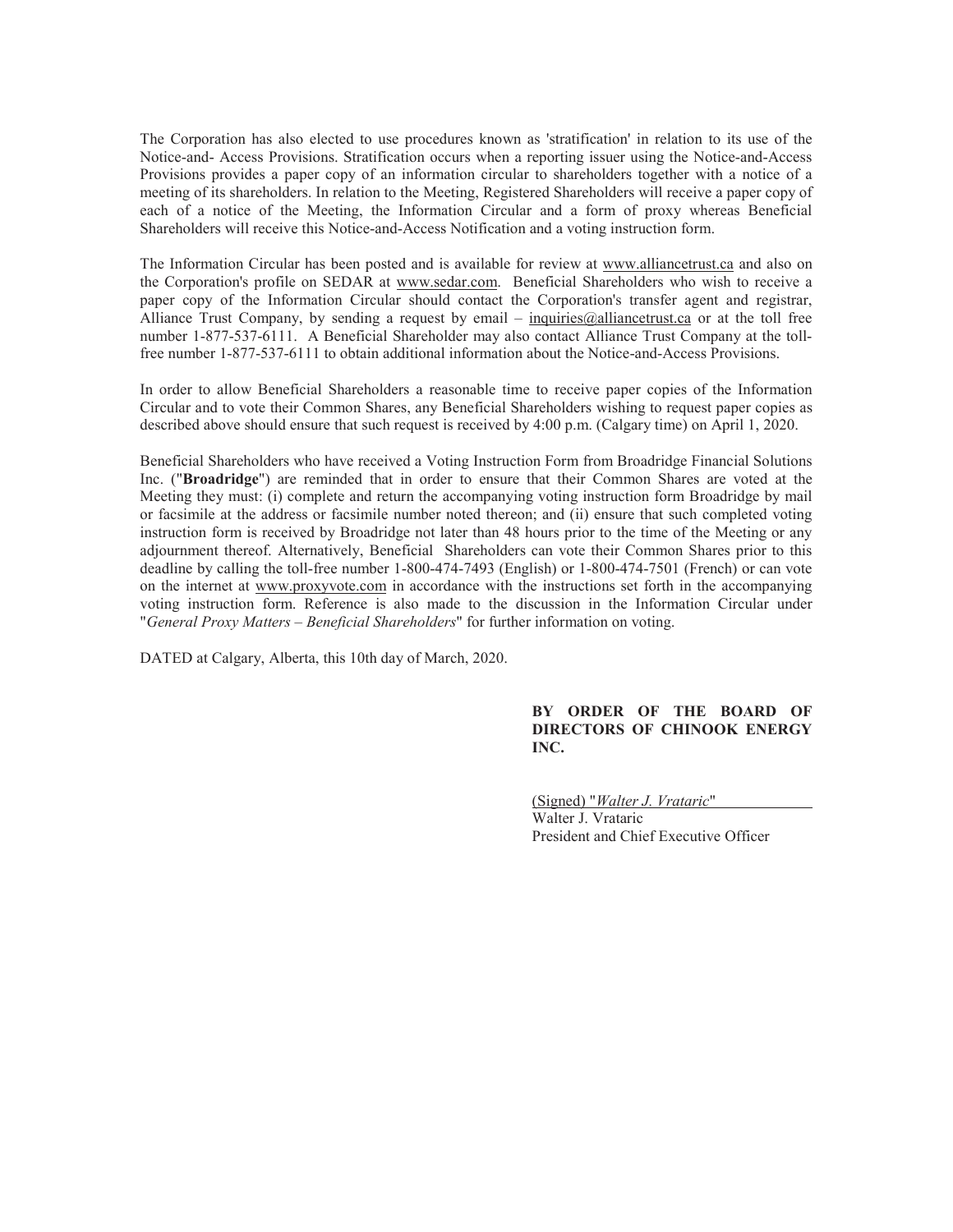The Corporation has also elected to use procedures known as 'stratification' in relation to its use of the Notice-and- Access Provisions. Stratification occurs when a reporting issuer using the Notice-and-Access Provisions provides a paper copy of an information circular to shareholders together with a notice of a meeting of its shareholders. In relation to the Meeting, Registered Shareholders will receive a paper copy of each of a notice of the Meeting, the Information Circular and a form of proxy whereas Beneficial Shareholders will receive this Notice-and-Access Notification and a voting instruction form.

The Information Circular has been posted and is available for review at www.alliancetrust.ca and also on the Corporation's profile on SEDAR at www.sedar.com. Beneficial Shareholders who wish to receive a paper copy of the Information Circular should contact the Corporation's transfer agent and registrar, Alliance Trust Company, by sending a request by email – inquiries@alliancetrust.ca or at the toll free number 1-877-537-6111. A Beneficial Shareholder may also contact Alliance Trust Company at the toll-free number 1-877-537-6111 to obtain additional information about the Notice-and-Access Provisions.

In order to allow Beneficial Shareholders a reasonable time to receive paper copies of the Information Circular and to vote their Common Shares, any Beneficial Shareholders wishing to request paper copies as described above should ensure that such request is received by 4:00 p.m. (Calgary time) on April 1, 2020.

Beneficial Shareholders who have received a Voting Instruction Form from Broadridge Financial Solutions Inc. ("**Broadridge**") are reminded that in order to ensure that their Common Shares are voted at the Meeting they must: (i) complete and return the accompanying voting instruction form Broadridge by mail or facsimile at the address or facsimile number noted thereon; and (ii) ensure that such completed voting instruction form is received by Broadridge not later than 48 hours prior to the time of the Meeting or any adjournment thereof. Alternatively, Beneficial Shareholders can vote their Common Shares prior to this deadline by calling the toll-free number 1-800-474-7493 (English) or 1-800-474-7501 (French) or can vote on the internet at www.proxyvote.com in accordance with the instructions set forth in the accompanying voting instruction form. Reference is also made to the discussion in the Information Circular under "*General Proxy Matters – Beneficial Shareholders*" for further information on voting.

DATED at Calgary, Alberta, this 10th day of March, 2020.

**BY ORDER OF THE BOARD OF DIRECTORS OF CHINOOK ENERGY INC.**

(Signed) "*Walter J. Vrataric*"
Walter J. Vrataric
President and Chief Executive Officer